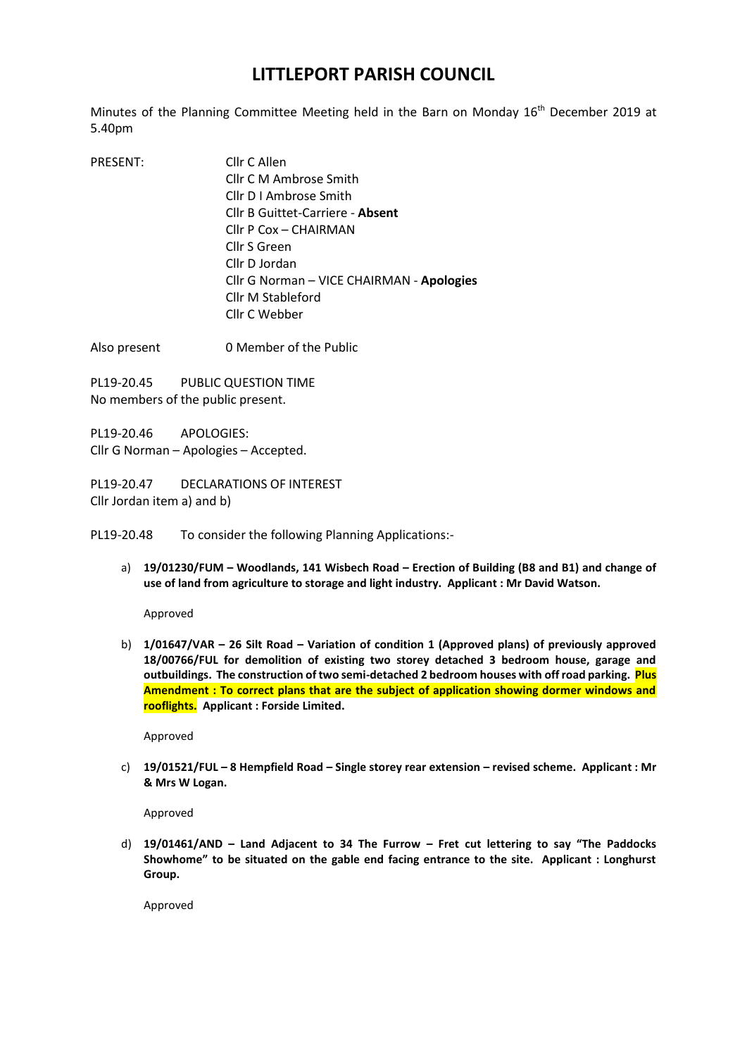# LITTLEPORT PARISH COUNCIL

Minutes of the Planning Committee Meeting held in the Barn on Monday 16th December 2019 at 5.40pm

PRESENT:

Cllr C Allen
Cllr C M Ambrose Smith
Cllr D I Ambrose Smith
Cllr B Guittet-Carriere - **Absent**
Cllr P Cox – CHAIRMAN
Cllr S Green
Cllr D Jordan
Cllr G Norman – VICE CHAIRMAN - **Apologies**
Cllr M Stableford
Cllr C Webber

Also present 0 Member of the Public

PL19-20.45 PUBLIC QUESTION TIME
No members of the public present.

PL19-20.46 APOLOGIES:
Cllr G Norman – Apologies – Accepted.

PL19-20.47 DECLARATIONS OF INTEREST
Cllr Jordan item a) and b)

PL19-20.48 To consider the following Planning Applications:-

a) **19/01230/FUM – Woodlands, 141 Wisbech Road – Erection of Building (B8 and B1) and change of use of land from agriculture to storage and light industry. Applicant : Mr David Watson.**

   Approved

b) **1/01647/VAR – 26 Silt Road – Variation of condition 1 (Approved plans) of previously approved 18/00766/FUL for demolition of existing two storey detached 3 bedroom house, garage and outbuildings. The construction of two semi-detached 2 bedroom houses with off road parking. Plus Amendment : To correct plans that are the subject of application showing dormer windows and rooflights. Applicant : Forside Limited.**

   Approved

c) **19/01521/FUL – 8 Hempfield Road – Single storey rear extension – revised scheme. Applicant : Mr & Mrs W Logan.**

   Approved

d) **19/01461/AND – Land Adjacent to 34 The Furrow – Fret cut lettering to say "The Paddocks Showhome" to be situated on the gable end facing entrance to the site. Applicant : Longhurst Group.**

   Approved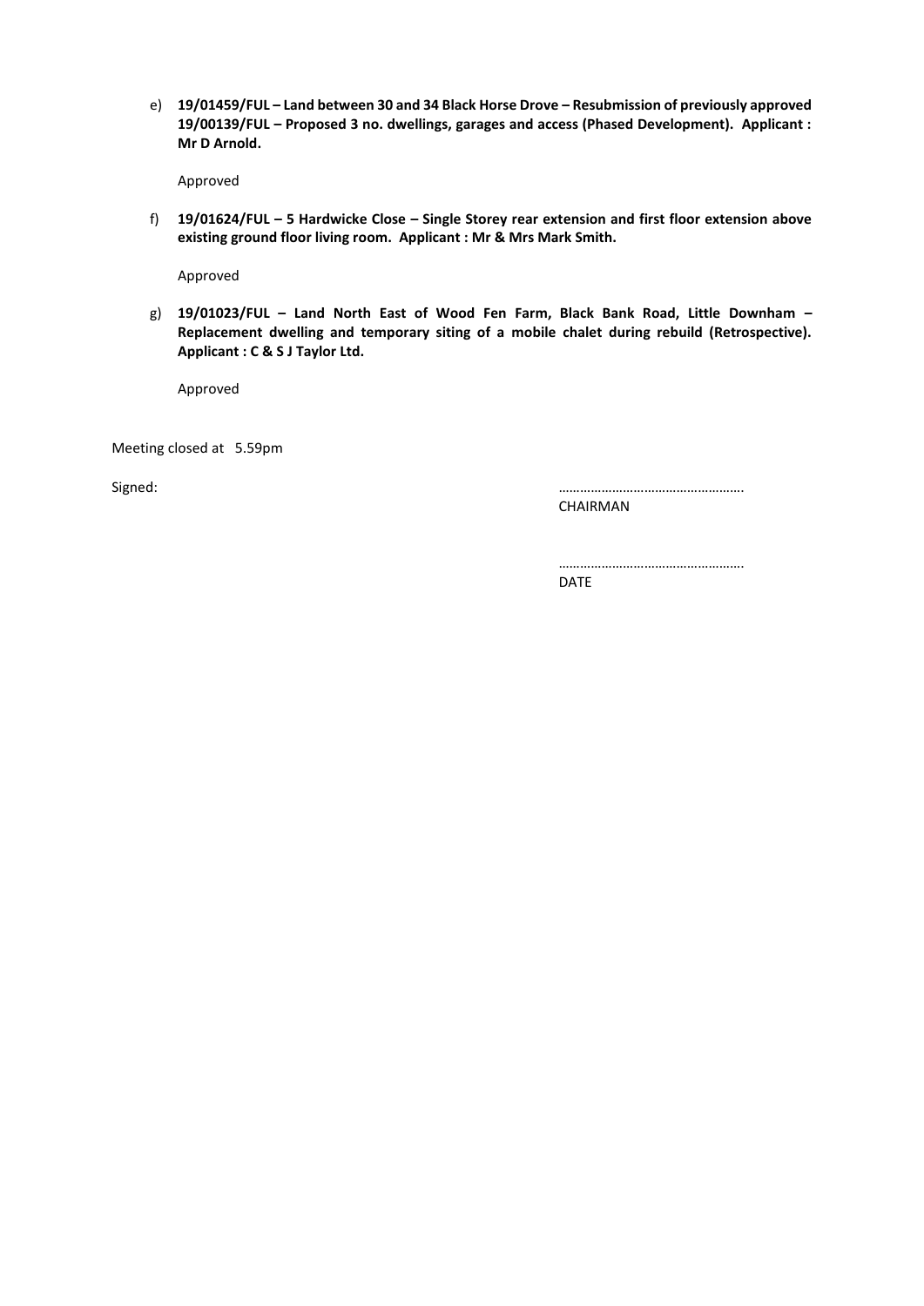e) **19/01459/FUL – Land between 30 and 34 Black Horse Drove – Resubmission of previously approved 19/00139/FUL – Proposed 3 no. dwellings, garages and access (Phased Development). Applicant : Mr D Arnold.**

   Approved

f) **19/01624/FUL – 5 Hardwicke Close – Single Storey rear extension and first floor extension above existing ground floor living room. Applicant : Mr & Mrs Mark Smith.**

   Approved

g) **19/01023/FUL – Land North East of Wood Fen Farm, Black Bank Road, Little Downham – Replacement dwelling and temporary siting of a mobile chalet during rebuild (Retrospective). Applicant : C & S J Taylor Ltd.**

   Approved

Meeting closed at 5.59pm

Signed: ……………………………………………
CHAIRMAN

……………………………………………
DATE